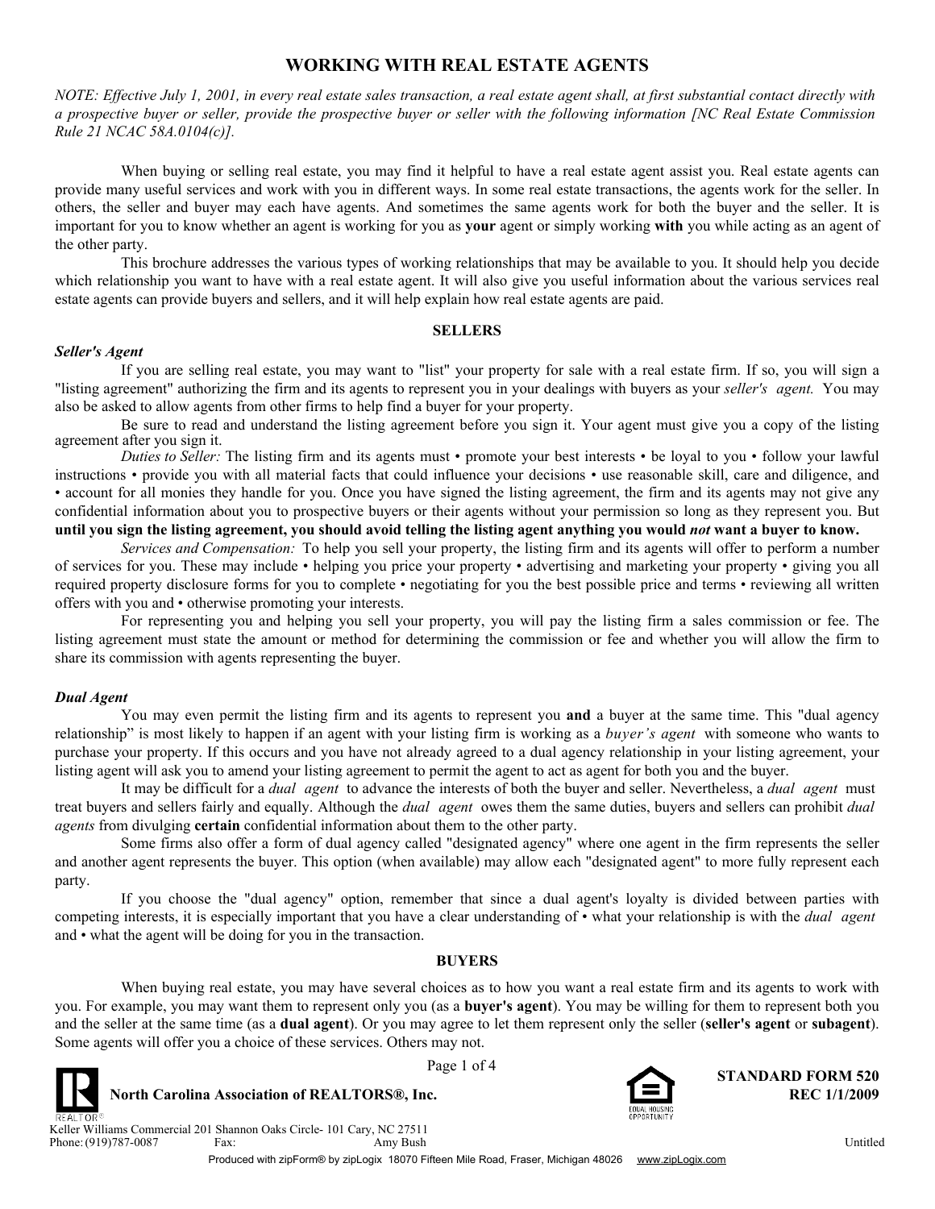# WORKING WITH REAL ESTATE AGENTS

*NOTE: Effective July 1, 2001, in every real estate sales transaction, a real estate agent shall, at first substantial contact directly with a prospective buyer or seller, provide the prospective buyer or seller with the following information [NC Real Estate Commission Rule 21 NCAC 58A.0104(c)].*

When buying or selling real estate, you may find it helpful to have a real estate agent assist you. Real estate agents can provide many useful services and work with you in different ways. In some real estate transactions, the agents work for the seller. In others, the seller and buyer may each have agents. And sometimes the same agents work for both the buyer and the seller. It is important for you to know whether an agent is working for you as **your** agent or simply working **with** you while acting as an agent of the other party.

This brochure addresses the various types of working relationships that may be available to you. It should help you decide which relationship you want to have with a real estate agent. It will also give you useful information about the various services real estate agents can provide buyers and sellers, and it will help explain how real estate agents are paid.

## SELLERS

### *Seller's Agent*

If you are selling real estate, you may want to "list" your property for sale with a real estate firm. If so, you will sign a "listing agreement" authorizing the firm and its agents to represent you in your dealings with buyers as your *seller's agent.* You may also be asked to allow agents from other firms to help find a buyer for your property.

Be sure to read and understand the listing agreement before you sign it. Your agent must give you a copy of the listing agreement after you sign it.

*Duties to Seller:* The listing firm and its agents must • promote your best interests • be loyal to you • follow your lawful instructions • provide you with all material facts that could influence your decisions • use reasonable skill, care and diligence, and • account for all monies they handle for you. Once you have signed the listing agreement, the firm and its agents may not give any confidential information about you to prospective buyers or their agents without your permission so long as they represent you. But **until you sign the listing agreement, you should avoid telling the listing agent anything you would *not* want a buyer to know.**

*Services and Compensation:* To help you sell your property, the listing firm and its agents will offer to perform a number of services for you. These may include • helping you price your property • advertising and marketing your property • giving you all required property disclosure forms for you to complete • negotiating for you the best possible price and terms • reviewing all written offers with you and • otherwise promoting your interests.

For representing you and helping you sell your property, you will pay the listing firm a sales commission or fee. The listing agreement must state the amount or method for determining the commission or fee and whether you will allow the firm to share its commission with agents representing the buyer.

### *Dual Agent*

You may even permit the listing firm and its agents to represent you **and** a buyer at the same time. This "dual agency relationship" is most likely to happen if an agent with your listing firm is working as a *buyer's agent* with someone who wants to purchase your property. If this occurs and you have not already agreed to a dual agency relationship in your listing agreement, your listing agent will ask you to amend your listing agreement to permit the agent to act as agent for both you and the buyer.

It may be difficult for a *dual agent* to advance the interests of both the buyer and seller. Nevertheless, a *dual agent* must treat buyers and sellers fairly and equally. Although the *dual agent* owes them the same duties, buyers and sellers can prohibit *dual agents* from divulging **certain** confidential information about them to the other party.

Some firms also offer a form of dual agency called "designated agency" where one agent in the firm represents the seller and another agent represents the buyer. This option (when available) may allow each "designated agent" to more fully represent each party.

If you choose the "dual agency" option, remember that since a dual agent's loyalty is divided between parties with competing interests, it is especially important that you have a clear understanding of • what your relationship is with the *dual agent* and • what the agent will be doing for you in the transaction.

## BUYERS

When buying real estate, you may have several choices as to how you want a real estate firm and its agents to work with you. For example, you may want them to represent only you (as a **buyer's agent**). You may be willing for them to represent both you and the seller at the same time (as a **dual agent**). Or you may agree to let them represent only the seller (**seller's agent** or **subagent**). Some agents will offer you a choice of these services. Others may not.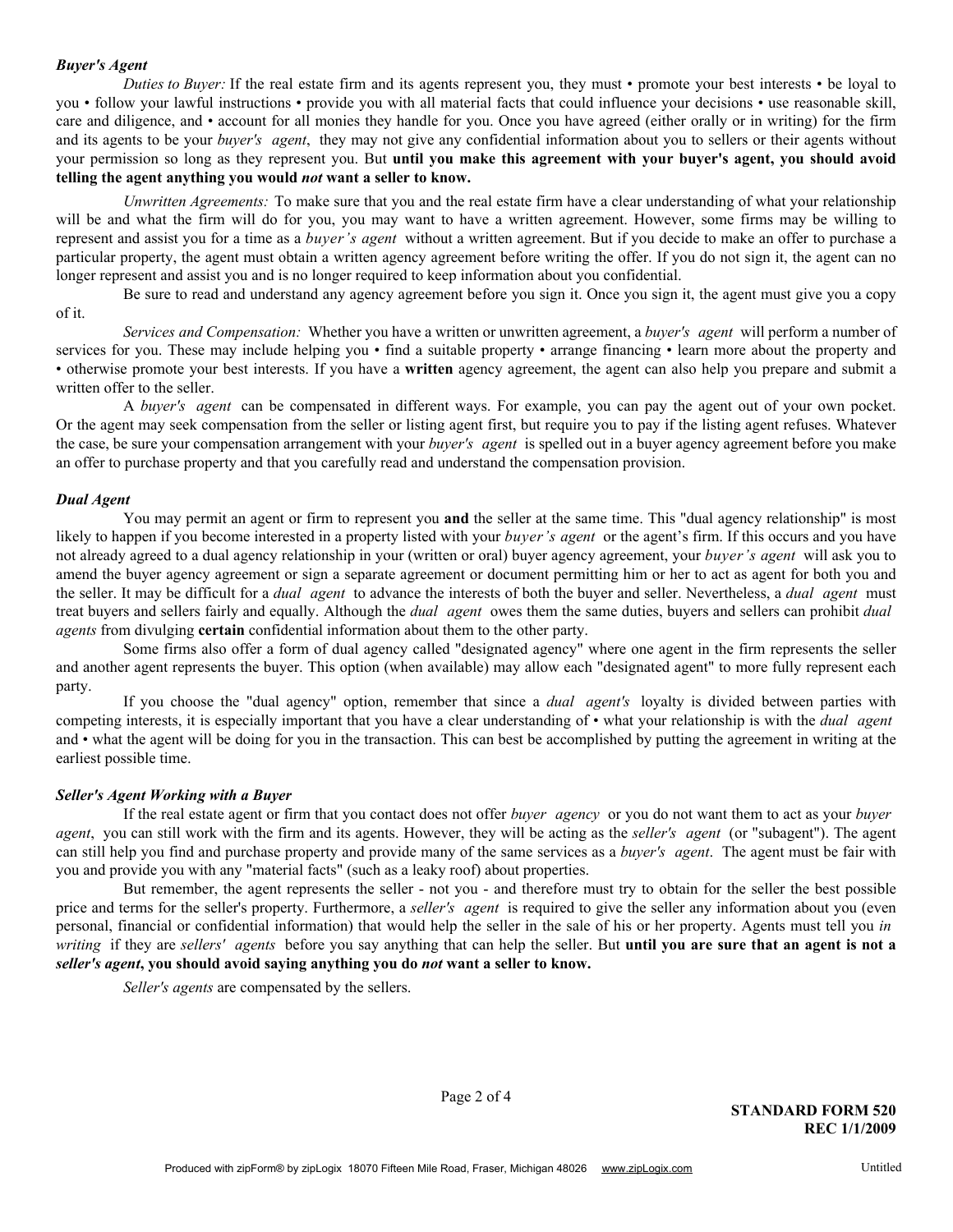***Buyer's Agent***

*Duties to Buyer:* If the real estate firm and its agents represent you, they must • promote your best interests • be loyal to you • follow your lawful instructions • provide you with all material facts that could influence your decisions • use reasonable skill, care and diligence, and • account for all monies they handle for you. Once you have agreed (either orally or in writing) for the firm and its agents to be your *buyer's agent*, they may not give any confidential information about you to sellers or their agents without your permission so long as they represent you. But **until you make this agreement with your buyer's agent, you should avoid telling the agent anything you would *not* want a seller to know.**

*Unwritten Agreements:* To make sure that you and the real estate firm have a clear understanding of what your relationship will be and what the firm will do for you, you may want to have a written agreement. However, some firms may be willing to represent and assist you for a time as a *buyer's agent* without a written agreement. But if you decide to make an offer to purchase a particular property, the agent must obtain a written agency agreement before writing the offer. If you do not sign it, the agent can no longer represent and assist you and is no longer required to keep information about you confidential.

Be sure to read and understand any agency agreement before you sign it. Once you sign it, the agent must give you a copy of it.

*Services and Compensation:* Whether you have a written or unwritten agreement, a *buyer's agent* will perform a number of services for you. These may include helping you • find a suitable property • arrange financing • learn more about the property and • otherwise promote your best interests. If you have a **written** agency agreement, the agent can also help you prepare and submit a written offer to the seller.

A *buyer's agent* can be compensated in different ways. For example, you can pay the agent out of your own pocket. Or the agent may seek compensation from the seller or listing agent first, but require you to pay if the listing agent refuses. Whatever the case, be sure your compensation arrangement with your *buyer's agent* is spelled out in a buyer agency agreement before you make an offer to purchase property and that you carefully read and understand the compensation provision.

***Dual Agent***

You may permit an agent or firm to represent you **and** the seller at the same time. This "dual agency relationship" is most likely to happen if you become interested in a property listed with your *buyer's agent* or the agent's firm. If this occurs and you have not already agreed to a dual agency relationship in your (written or oral) buyer agency agreement, your *buyer's agent* will ask you to amend the buyer agency agreement or sign a separate agreement or document permitting him or her to act as agent for both you and the seller. It may be difficult for a *dual agent* to advance the interests of both the buyer and seller. Nevertheless, a *dual agent* must treat buyers and sellers fairly and equally. Although the *dual agent* owes them the same duties, buyers and sellers can prohibit *dual agents* from divulging **certain** confidential information about them to the other party.

Some firms also offer a form of dual agency called "designated agency" where one agent in the firm represents the seller and another agent represents the buyer. This option (when available) may allow each "designated agent" to more fully represent each party.

If you choose the "dual agency" option, remember that since a *dual agent's* loyalty is divided between parties with competing interests, it is especially important that you have a clear understanding of • what your relationship is with the *dual agent* and • what the agent will be doing for you in the transaction. This can best be accomplished by putting the agreement in writing at the earliest possible time.

***Seller's Agent Working with a Buyer***

If the real estate agent or firm that you contact does not offer *buyer agency* or you do not want them to act as your *buyer agent*, you can still work with the firm and its agents. However, they will be acting as the *seller's agent* (or "subagent"). The agent can still help you find and purchase property and provide many of the same services as a *buyer's agent*. The agent must be fair with you and provide you with any "material facts" (such as a leaky roof) about properties.

But remember, the agent represents the seller - not you - and therefore must try to obtain for the seller the best possible price and terms for the seller's property. Furthermore, a *seller's agent* is required to give the seller any information about you (even personal, financial or confidential information) that would help the seller in the sale of his or her property. Agents must tell you *in writing* if they are *sellers' agents* before you say anything that can help the seller. But **until you are sure that an agent is not a *seller's agent*, you should avoid saying anything you do *not* want a seller to know.**

*Seller's agents* are compensated by the sellers.

**STANDARD FORM 520**
**REC 1/1/2009**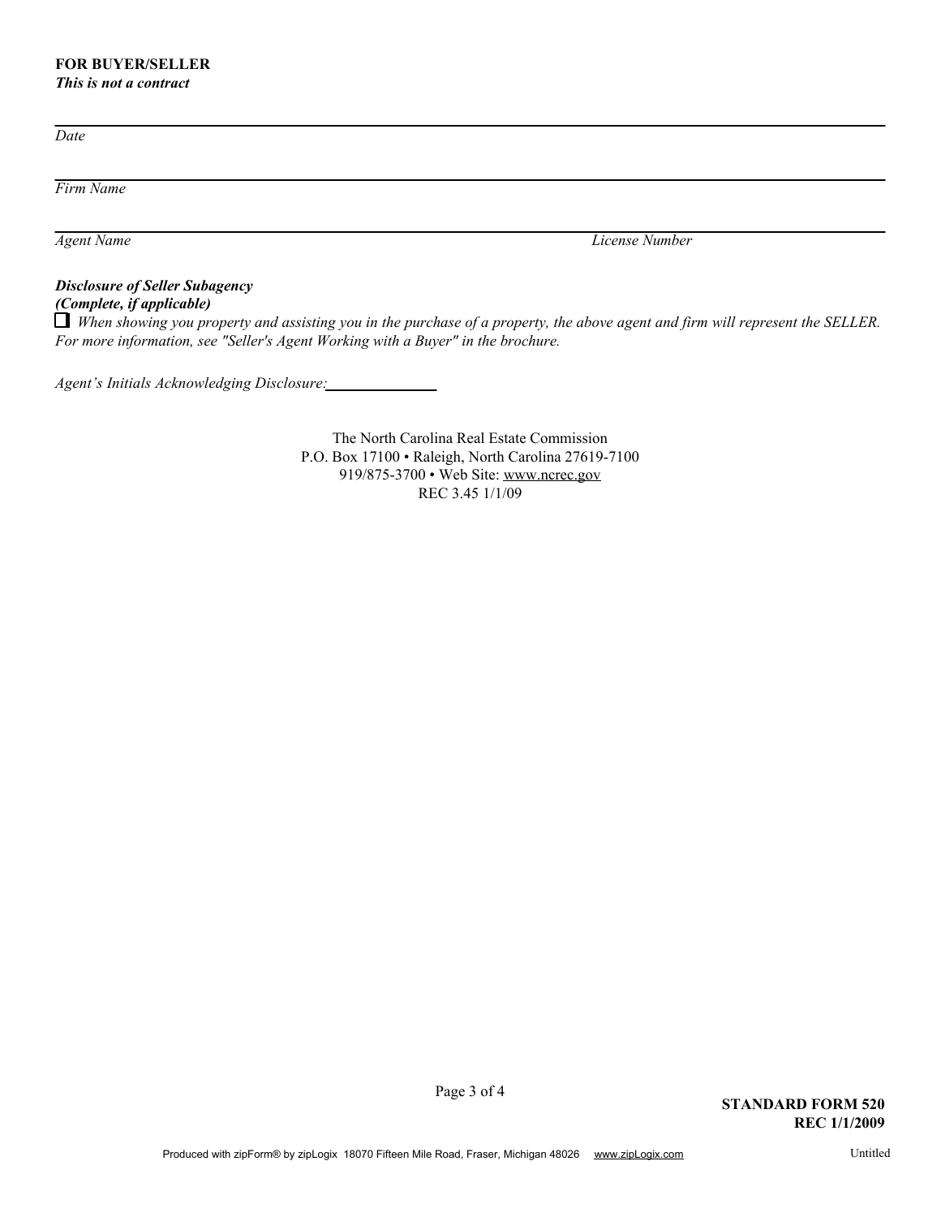**FOR BUYER/SELLER**

***This is not a contract***

_______________________________________________

*Date*

_______________________________________________

*Firm Name*

_______________________________________________

*Agent Name* *License Number*

***Disclosure of Seller Subagency***
***(Complete, if applicable)***

☐ *When showing you property and assisting you in the purchase of a property, the above agent and firm will represent the SELLER. For more information, see "Seller's Agent Working with a Buyer" in the brochure.*

*Agent's Initials Acknowledging Disclosure:*______________

The North Carolina Real Estate Commission
P.O. Box 17100 • Raleigh, North Carolina 27619-7100
919/875-3700 • Web Site: www.ncrec.gov
REC 3.45 1/1/09

**STANDARD FORM 520**
**REC 1/1/2009**

Produced with zipForm® by zipLogix 18070 Fifteen Mile Road, Fraser, Michigan 48026 www.zipLogix.com Untitled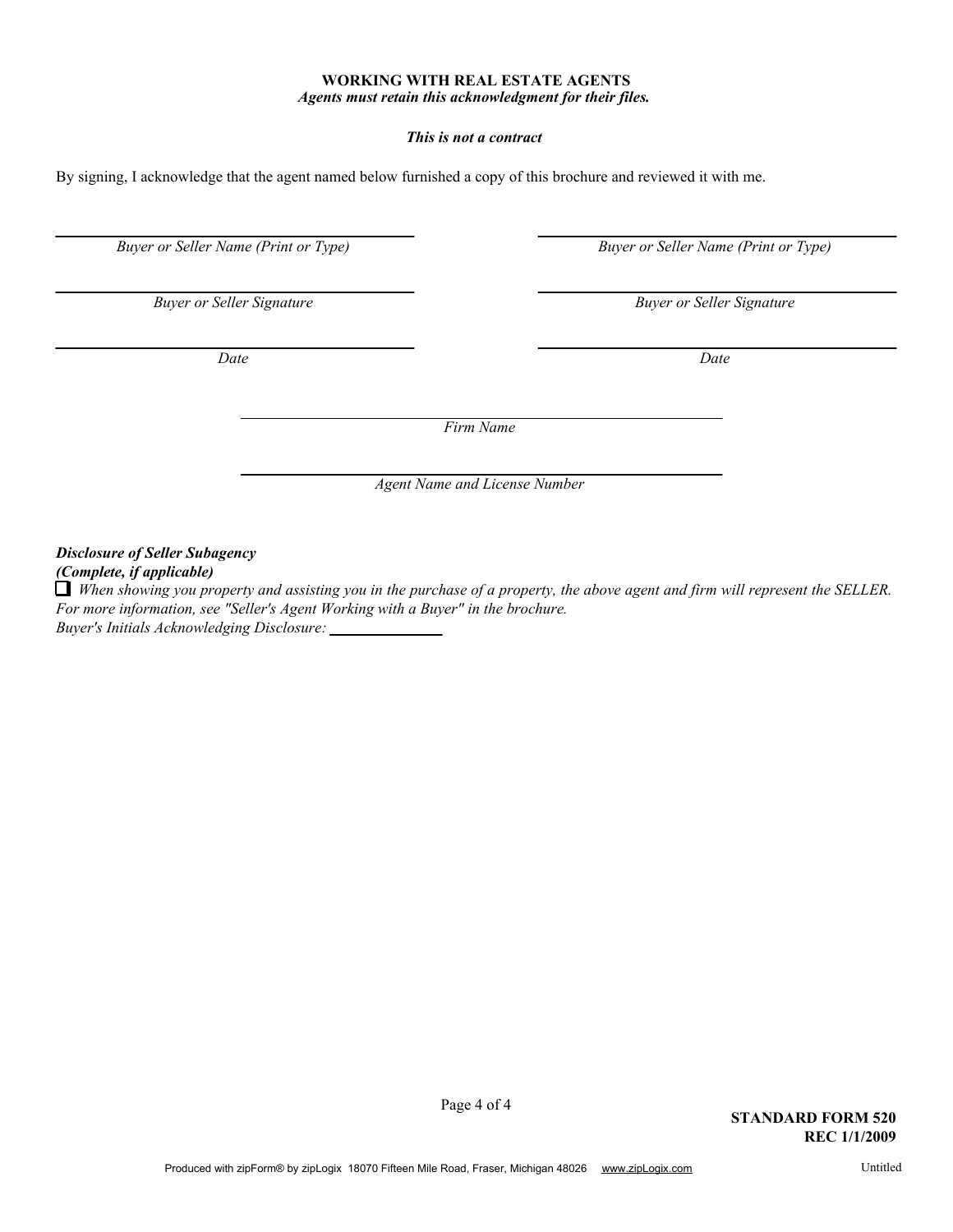**WORKING WITH REAL ESTATE AGENTS**
***Agents must retain this acknowledgment for their files.***

***This is not a contract***

By signing, I acknowledge that the agent named below furnished a copy of this brochure and reviewed it with me.

| | |
|---|---|
| ______________________________ | ______________________________ |
| *Buyer or Seller Name (Print or Type)* | *Buyer or Seller Name (Print or Type)* |
| ______________________________ | ______________________________ |
| *Buyer or Seller Signature* | *Buyer or Seller Signature* |
| ______________________________ | ______________________________ |
| *Date* | *Date* |

______________________________
*Firm Name*

______________________________
*Agent Name and License Number*

***Disclosure of Seller Subagency***
***(Complete, if applicable)***

☐ *When showing you property and assisting you in the purchase of a property, the above agent and firm will represent the SELLER. For more information, see "Seller's Agent Working with a Buyer" in the brochure.*

*Buyer's Initials Acknowledging Disclosure:* ______________

**STANDARD FORM 520**
**REC 1/1/2009**

Produced with zipForm® by zipLogix 18070 Fifteen Mile Road, Fraser, Michigan 48026 www.zipLogix.com Untitled